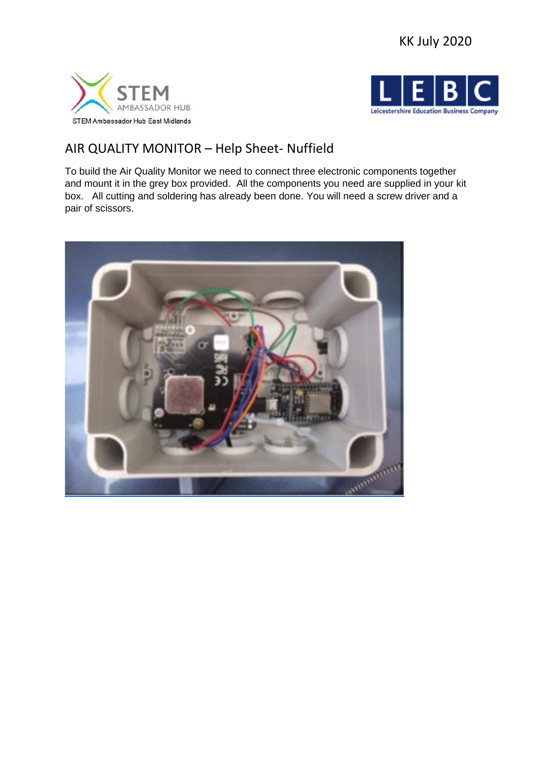KK July 2020

STEM AMBASSADOR HUB

STEM Ambassador Hub East Midlands

LEBC Leicestershire Education Business Company

# AIR QUALITY MONITOR – Help Sheet- Nuffield

To build the Air Quality Monitor we need to connect three electronic components together and mount it in the grey box provided. All the components you need are supplied in your kit box. All cutting and soldering has already been done. You will need a screw driver and a pair of scissors.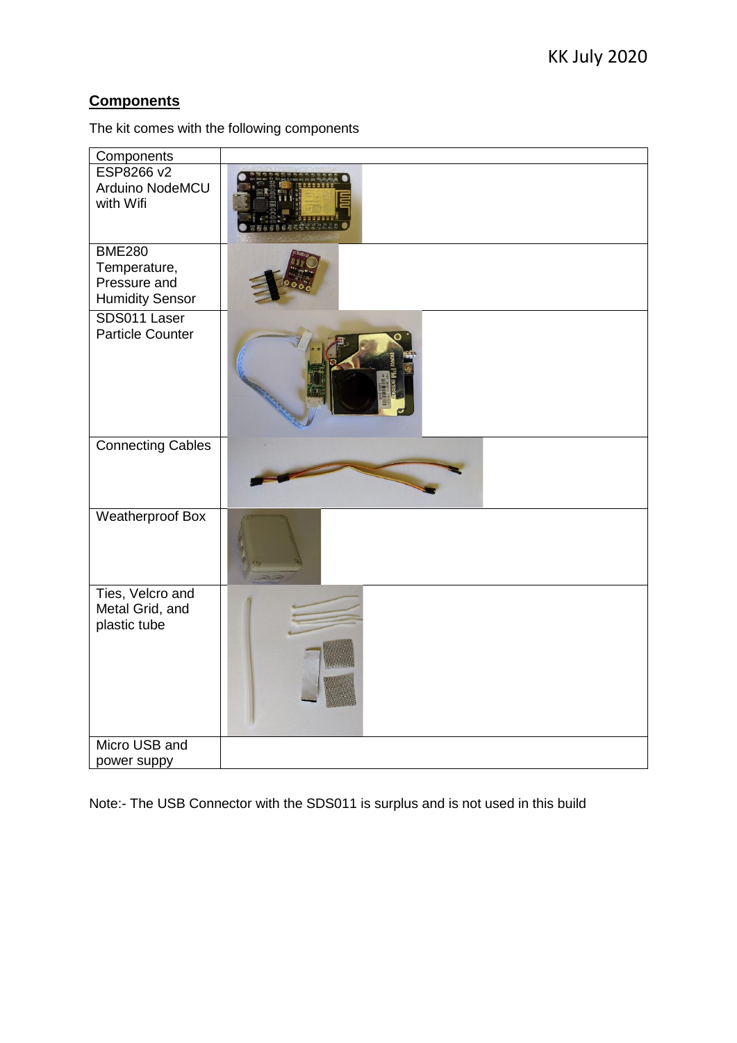## **Components**

The kit comes with the following components

| Components | |
|---|---|
| ESP8266 v2 Arduino NodeMCU with Wifi | |
| BME280 Temperature, Pressure and Humidity Sensor | |
| SDS011 Laser Particle Counter | |
| Connecting Cables | |
| Weatherproof Box | |
| Ties, Velcro and Metal Grid, and plastic tube | |
| Micro USB and power suppy | |

Note:- The USB Connector with the SDS011 is surplus and is not used in this build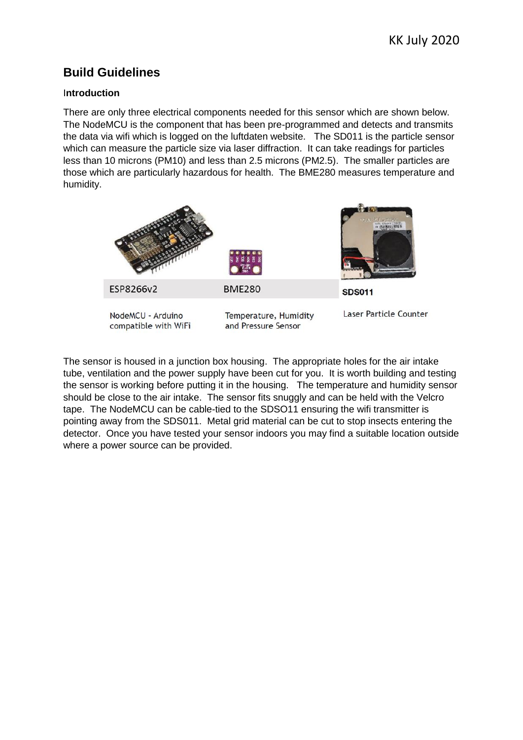## Build Guidelines

**Introduction**

There are only three electrical components needed for this sensor which are shown below. The NodeMCU is the component that has been pre-programmed and detects and transmits the data via wifi which is logged on the luftdaten website. The SD011 is the particle sensor which can measure the particle size via laser diffraction. It can take readings for particles less than 10 microns (PM10) and less than 2.5 microns (PM2.5). The smaller particles are those which are particularly hazardous for health. The BME280 measures temperature and humidity.

| ESP8266v2 | BME280 | SDS011 |
| --- | --- | --- |
| NodeMCU - Arduino compatible with WiFi | Temperature, Humidity and Pressure Sensor | Laser Particle Counter |

The sensor is housed in a junction box housing. The appropriate holes for the air intake tube, ventilation and the power supply have been cut for you. It is worth building and testing the sensor is working before putting it in the housing. The temperature and humidity sensor should be close to the air intake. The sensor fits snuggly and can be held with the Velcro tape. The NodeMCU can be cable-tied to the SDSO11 ensuring the wifi transmitter is pointing away from the SDS011. Metal grid material can be cut to stop insects entering the detector. Once you have tested your sensor indoors you may find a suitable location outside where a power source can be provided.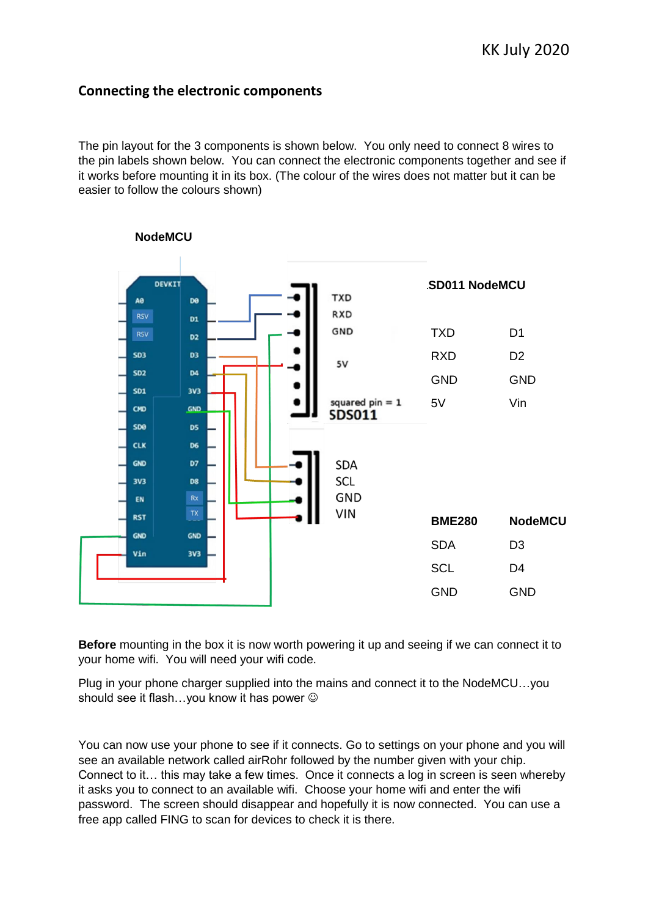## Connecting the electronic components

The pin layout for the 3 components is shown below. You only need to connect 8 wires to the pin labels shown below. You can connect the electronic components together and see if it works before mounting it in its box. (The colour of the wires does not matter but it can be easier to follow the colours shown)

**NodeMCU**

| SD011 | NodeMCU |
|---|---|
| TXD | D1 |
| RXD | D2 |
| GND | GND |
| 5V | Vin |

| BME280 | NodeMCU |
|---|---|
| SDA | D3 |
| SCL | D4 |
| GND | GND |

**Before** mounting in the box it is now worth powering it up and seeing if we can connect it to your home wifi. You will need your wifi code.

Plug in your phone charger supplied into the mains and connect it to the NodeMCU…you should see it flash…you know it has power ☺

You can now use your phone to see if it connects. Go to settings on your phone and you will see an available network called airRohr followed by the number given with your chip. Connect to it… this may take a few times. Once it connects a log in screen is seen whereby it asks you to connect to an available wifi. Choose your home wifi and enter the wifi password. The screen should disappear and hopefully it is now connected. You can use a free app called FING to scan for devices to check it is there.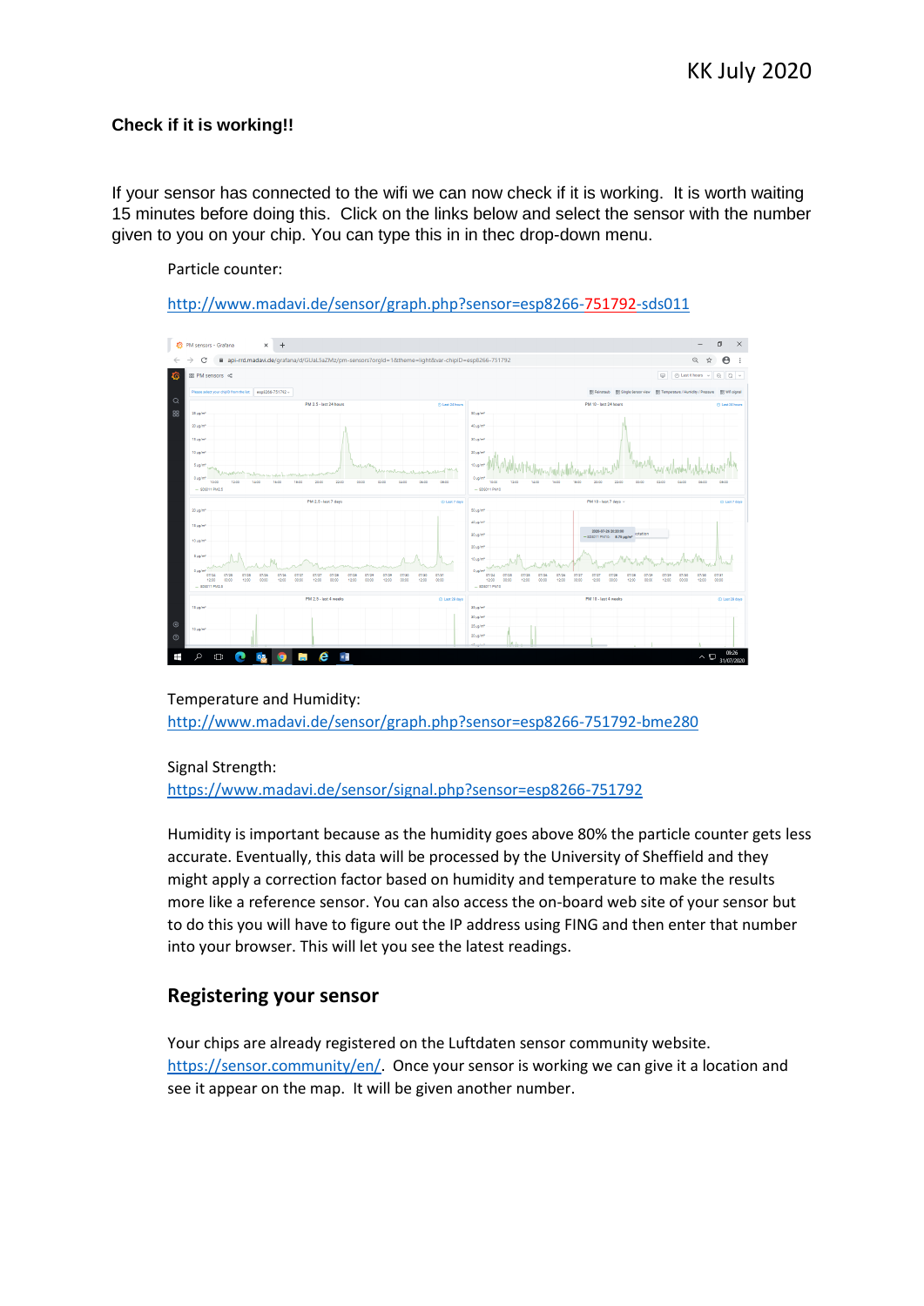KK July 2020

**Check if it is working!!**

If your sensor has connected to the wifi we can now check if it is working. It is worth waiting 15 minutes before doing this. Click on the links below and select the sensor with the number given to you on your chip. You can type this in in thec drop-down menu.

Particle counter:

http://www.madavi.de/sensor/graph.php?sensor=esp8266-751792-sds011

Temperature and Humidity:
http://www.madavi.de/sensor/graph.php?sensor=esp8266-751792-bme280

Signal Strength:
https://www.madavi.de/sensor/signal.php?sensor=esp8266-751792

Humidity is important because as the humidity goes above 80% the particle counter gets less accurate. Eventually, this data will be processed by the University of Sheffield and they might apply a correction factor based on humidity and temperature to make the results more like a reference sensor. You can also access the on-board web site of your sensor but to do this you will have to figure out the IP address using FING and then enter that number into your browser. This will let you see the latest readings.

## Registering your sensor

Your chips are already registered on the Luftdaten sensor community website. https://sensor.community/en/. Once your sensor is working we can give it a location and see it appear on the map. It will be given another number.